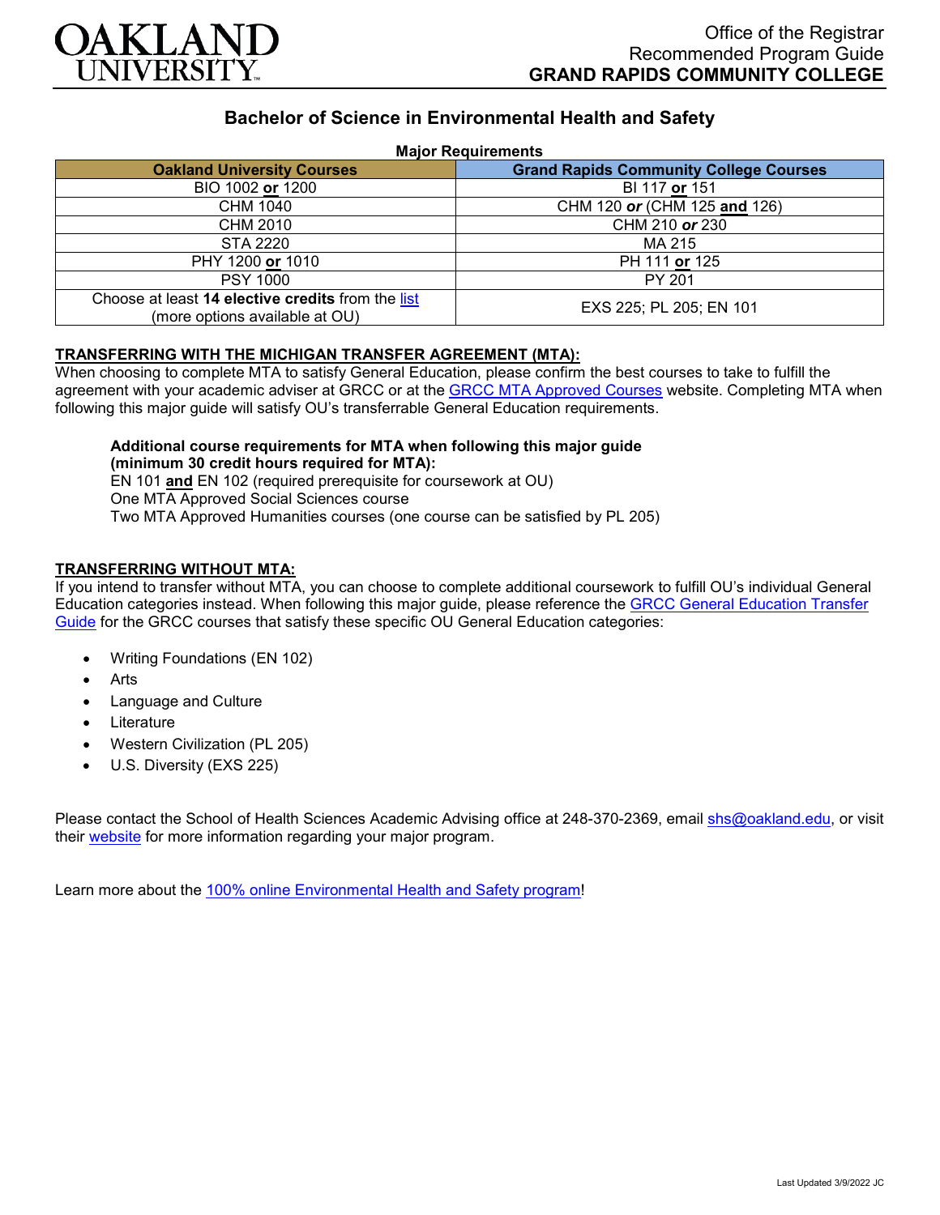OAKLAND UNIVERSITY

Office of the Registrar
Recommended Program Guide
**GRAND RAPIDS COMMUNITY COLLEGE**

## Bachelor of Science in Environmental Health and Safety

**Major Requirements**

| Oakland University Courses | Grand Rapids Community College Courses |
|---|---|
| BIO 1002 **or** 1200 | BI 117 **or** 151 |
| CHM 1040 | CHM 120 ***or*** (CHM 125 **and** 126) |
| CHM 2010 | CHM 210 ***or*** 230 |
| STA 2220 | MA 215 |
| PHY 1200 **or** 1010 | PH 111 **or** 125 |
| PSY 1000 | PY 201 |
| Choose at least **14 elective credits** from the list (more options available at OU) | EXS 225; PL 205; EN 101 |

**TRANSFERRING WITH THE MICHIGAN TRANSFER AGREEMENT (MTA):**
When choosing to complete MTA to satisfy General Education, please confirm the best courses to take to fulfill the agreement with your academic adviser at GRCC or at the GRCC MTA Approved Courses website. Completing MTA when following this major guide will satisfy OU's transferrable General Education requirements.

**Additional course requirements for MTA when following this major guide (minimum 30 credit hours required for MTA):**
EN 101 **and** EN 102 (required prerequisite for coursework at OU)
One MTA Approved Social Sciences course
Two MTA Approved Humanities courses (one course can be satisfied by PL 205)

**TRANSFERRING WITHOUT MTA:**
If you intend to transfer without MTA, you can choose to complete additional coursework to fulfill OU's individual General Education categories instead. When following this major guide, please reference the GRCC General Education Transfer Guide for the GRCC courses that satisfy these specific OU General Education categories:

- Writing Foundations (EN 102)
- Arts
- Language and Culture
- Literature
- Western Civilization (PL 205)
- U.S. Diversity (EXS 225)

Please contact the School of Health Sciences Academic Advising office at 248-370-2369, email shs@oakland.edu, or visit their website for more information regarding your major program.

Learn more about the 100% online Environmental Health and Safety program!

Last Updated 3/9/2022 JC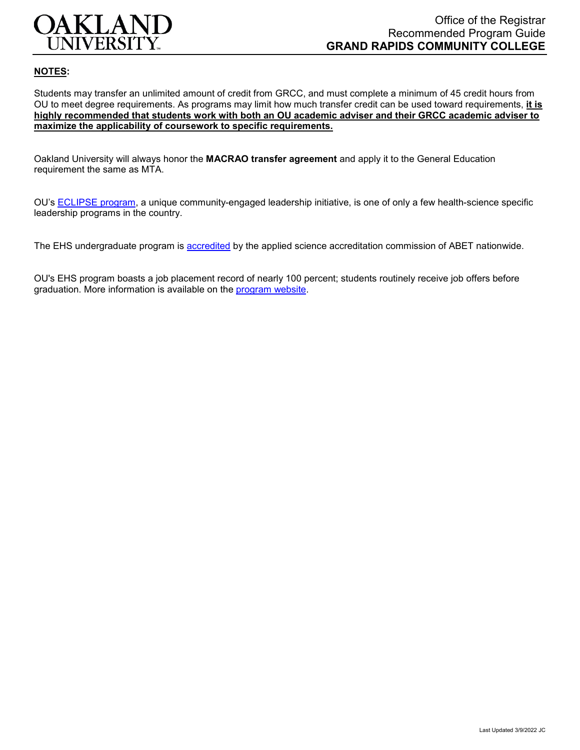**NOTES:**

Students may transfer an unlimited amount of credit from GRCC, and must complete a minimum of 45 credit hours from OU to meet degree requirements. As programs may limit how much transfer credit can be used toward requirements, **it is highly recommended that students work with both an OU academic adviser and their GRCC academic adviser to maximize the applicability of coursework to specific requirements.**

Oakland University will always honor the **MACRAO transfer agreement** and apply it to the General Education requirement the same as MTA.

OU's ECLIPSE program, a unique community-engaged leadership initiative, is one of only a few health-science specific leadership programs in the country.

The EHS undergraduate program is accredited by the applied science accreditation commission of ABET nationwide.

OU's EHS program boasts a job placement record of nearly 100 percent; students routinely receive job offers before graduation. More information is available on the program website.

Last Updated 3/9/2022 JC